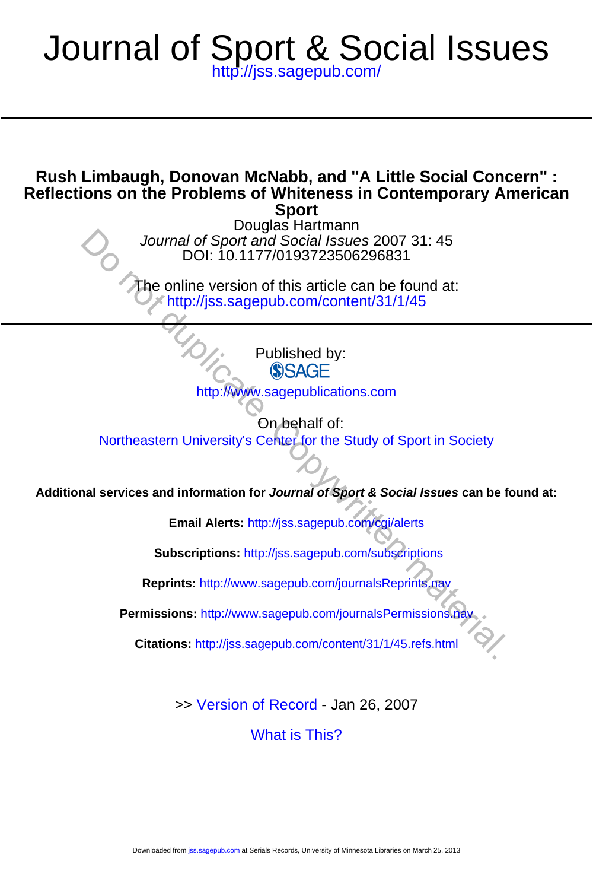# Journal of Sport & Social Issues

http://jss.sagepub.com/

## Rush Limbaugh, Donovan McNabb, and "A Little Social Concern" : Reflections on the Problems of Whiteness in Contemporary American Sport

Douglas Hartmann

*Journal of Sport and Social Issues* 2007 31: 45
DOI: 10.1177/0193723506296831

The online version of this article can be found at:
http://jss.sagepub.com/content/31/1/45

Published by:
SAGE
http://www.sagepublications.com

On behalf of:
Northeastern University's Center for the Study of Sport in Society

**Additional services and information for *Journal of Sport & Social Issues* can be found at:**

**Email Alerts:** http://jss.sagepub.com/cgi/alerts

**Subscriptions:** http://jss.sagepub.com/subscriptions

**Reprints:** http://www.sagepub.com/journalsReprints.nav

**Permissions:** http://www.sagepub.com/journalsPermissions.nav

**Citations:** http://jss.sagepub.com/content/31/1/45.refs.html

>> Version of Record - Jan 26, 2007

What is This?

Downloaded from jss.sagepub.com at Serials Records, University of Minnesota Libraries on March 25, 2013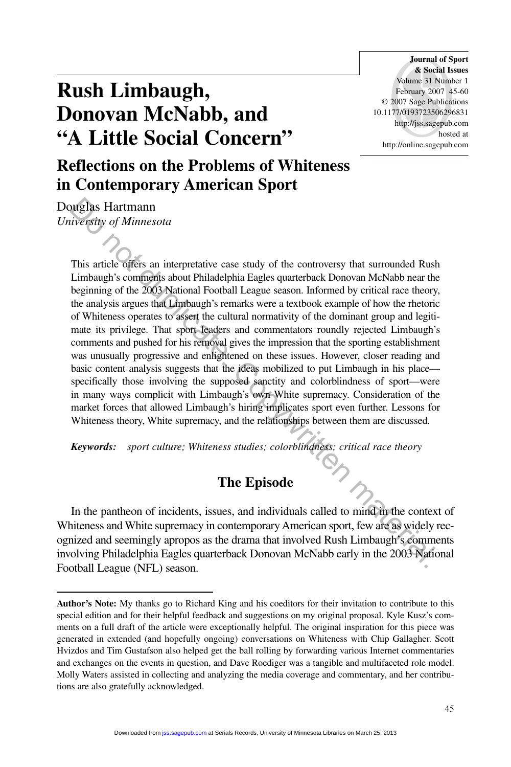# Rush Limbaugh, Donovan McNabb, and "A Little Social Concern"

## Reflections on the Problems of Whiteness in Contemporary American Sport

Douglas Hartmann
*University of Minnesota*

This article offers an interpretative case study of the controversy that surrounded Rush Limbaugh's comments about Philadelphia Eagles quarterback Donovan McNabb near the beginning of the 2003 National Football League season. Informed by critical race theory, the analysis argues that Limbaugh's remarks were a textbook example of how the rhetoric of Whiteness operates to assert the cultural normativity of the dominant group and legitimate its privilege. That sport leaders and commentators roundly rejected Limbaugh's comments and pushed for his removal gives the impression that the sporting establishment was unusually progressive and enlightened on these issues. However, closer reading and basic content analysis suggests that the ideas mobilized to put Limbaugh in his place—specifically those involving the supposed sanctity and colorblindness of sport—were in many ways complicit with Limbaugh's own White supremacy. Consideration of the market forces that allowed Limbaugh's hiring implicates sport even further. Lessons for Whiteness theory, White supremacy, and the relationships between them are discussed.

***Keywords:*** *sport culture; Whiteness studies; colorblindness; critical race theory*

## The Episode

In the pantheon of incidents, issues, and individuals called to mind in the context of Whiteness and White supremacy in contemporary American sport, few are as widely recognized and seemingly apropos as the drama that involved Rush Limbaugh's comments involving Philadelphia Eagles quarterback Donovan McNabb early in the 2003 National Football League (NFL) season.

---

**Author's Note:** My thanks go to Richard King and his coeditors for their invitation to contribute to this special edition and for their helpful feedback and suggestions on my original proposal. Kyle Kusz's comments on a full draft of the article were exceptionally helpful. The original inspiration for this piece was generated in extended (and hopefully ongoing) conversations on Whiteness with Chip Gallagher. Scott Hvizdos and Tim Gustafson also helped get the ball rolling by forwarding various Internet commentaries and exchanges on the events in question, and Dave Roediger was a tangible and multifaceted role model. Molly Waters assisted in collecting and analyzing the media coverage and commentary, and her contributions are also gratefully acknowledged.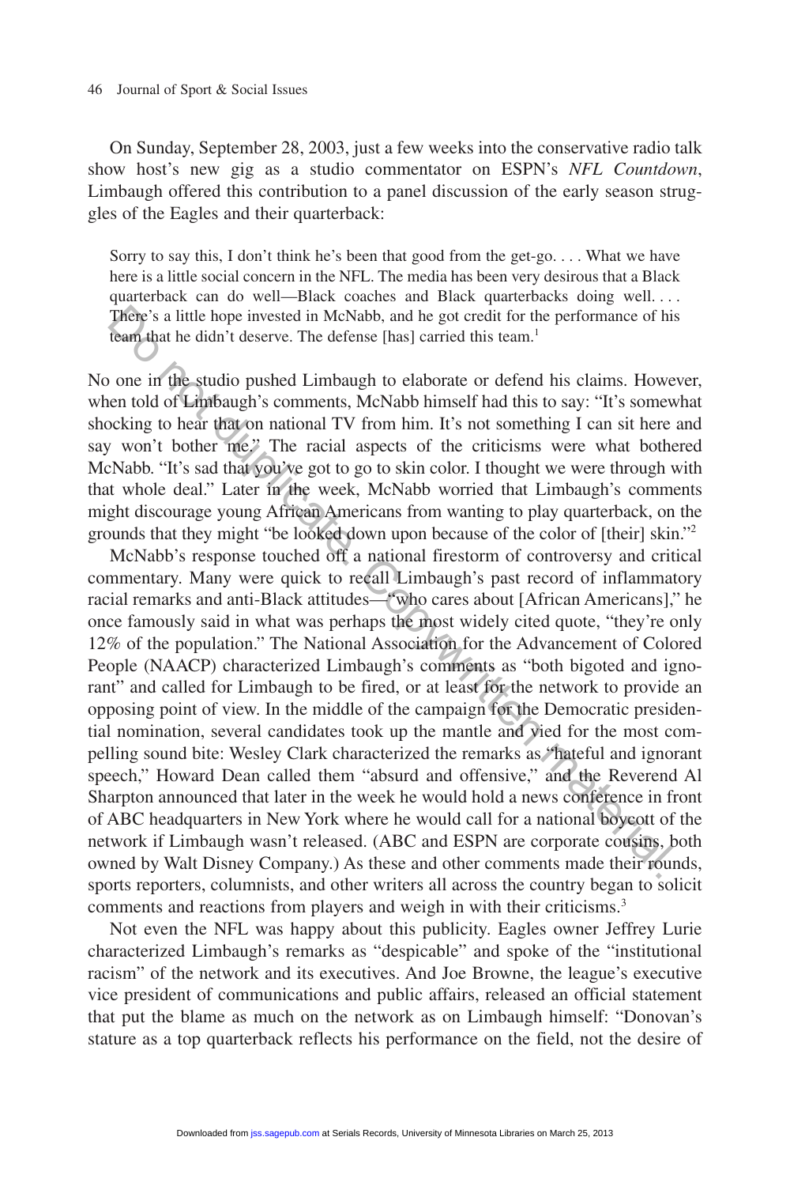On Sunday, September 28, 2003, just a few weeks into the conservative radio talk show host's new gig as a studio commentator on ESPN's *NFL Countdown*, Limbaugh offered this contribution to a panel discussion of the early season struggles of the Eagles and their quarterback:

> Sorry to say this, I don't think he's been that good from the get-go. . . . What we have here is a little social concern in the NFL. The media has been very desirous that a Black quarterback can do well—Black coaches and Black quarterbacks doing well. . . . There's a little hope invested in McNabb, and he got credit for the performance of his team that he didn't deserve. The defense [has] carried this team.[1]

No one in the studio pushed Limbaugh to elaborate or defend his claims. However, when told of Limbaugh's comments, McNabb himself had this to say: "It's somewhat shocking to hear that on national TV from him. It's not something I can sit here and say won't bother me." The racial aspects of the criticisms were what bothered McNabb. "It's sad that you've got to go to skin color. I thought we were through with that whole deal." Later in the week, McNabb worried that Limbaugh's comments might discourage young African Americans from wanting to play quarterback, on the grounds that they might "be looked down upon because of the color of [their] skin."[2]

McNabb's response touched off a national firestorm of controversy and critical commentary. Many were quick to recall Limbaugh's past record of inflammatory racial remarks and anti-Black attitudes—"who cares about [African Americans]," he once famously said in what was perhaps the most widely cited quote, "they're only 12% of the population." The National Association for the Advancement of Colored People (NAACP) characterized Limbaugh's comments as "both bigoted and ignorant" and called for Limbaugh to be fired, or at least for the network to provide an opposing point of view. In the middle of the campaign for the Democratic presidential nomination, several candidates took up the mantle and vied for the most compelling sound bite: Wesley Clark characterized the remarks as "hateful and ignorant speech," Howard Dean called them "absurd and offensive," and the Reverend Al Sharpton announced that later in the week he would hold a news conference in front of ABC headquarters in New York where he would call for a national boycott of the network if Limbaugh wasn't released. (ABC and ESPN are corporate cousins, both owned by Walt Disney Company.) As these and other comments made their rounds, sports reporters, columnists, and other writers all across the country began to solicit comments and reactions from players and weigh in with their criticisms.[3]

Not even the NFL was happy about this publicity. Eagles owner Jeffrey Lurie characterized Limbaugh's remarks as "despicable" and spoke of the "institutional racism" of the network and its executives. And Joe Browne, the league's executive vice president of communications and public affairs, released an official statement that put the blame as much on the network as on Limbaugh himself: "Donovan's stature as a top quarterback reflects his performance on the field, not the desire of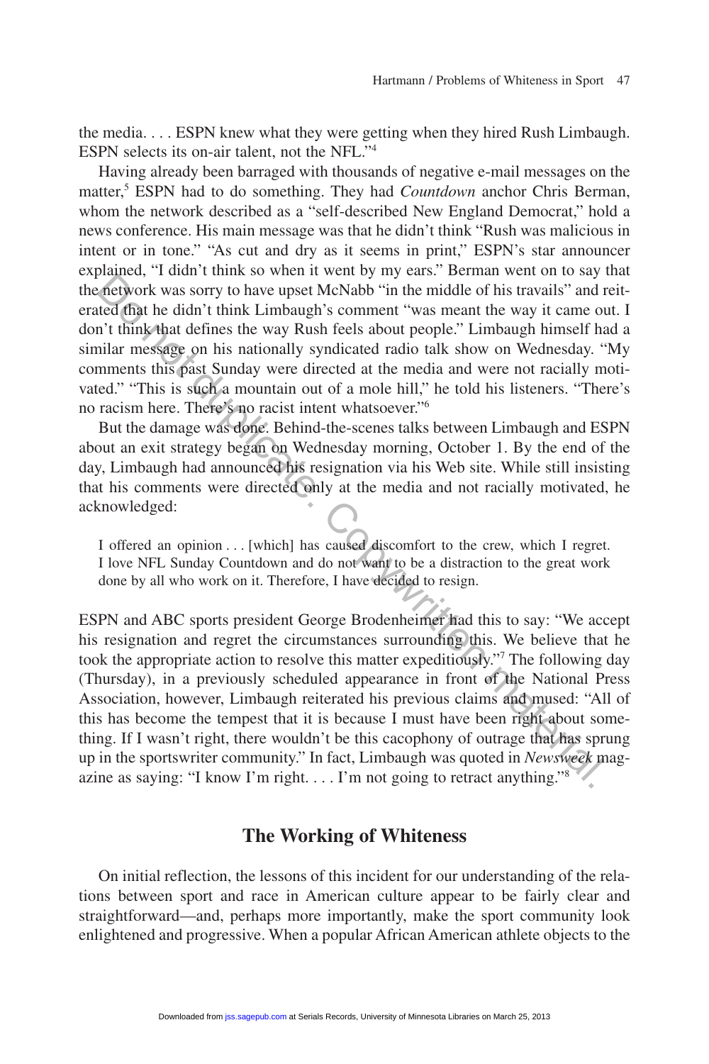the media. . . . ESPN knew what they were getting when they hired Rush Limbaugh. ESPN selects its on-air talent, not the NFL."[4]

Having already been barraged with thousands of negative e-mail messages on the matter,[5] ESPN had to do something. They had *Countdown* anchor Chris Berman, whom the network described as a "self-described New England Democrat," hold a news conference. His main message was that he didn't think "Rush was malicious in intent or in tone." "As cut and dry as it seems in print," ESPN's star announcer explained, "I didn't think so when it went by my ears." Berman went on to say that the network was sorry to have upset McNabb "in the middle of his travails" and reiterated that he didn't think Limbaugh's comment "was meant the way it came out. I don't think that defines the way Rush feels about people." Limbaugh himself had a similar message on his nationally syndicated radio talk show on Wednesday. "My comments this past Sunday were directed at the media and were not racially motivated." "This is such a mountain out of a mole hill," he told his listeners. "There's no racism here. There's no racist intent whatsoever."[6]

But the damage was done. Behind-the-scenes talks between Limbaugh and ESPN about an exit strategy began on Wednesday morning, October 1. By the end of the day, Limbaugh had announced his resignation via his Web site. While still insisting that his comments were directed only at the media and not racially motivated, he acknowledged:

> I offered an opinion . . . [which] has caused discomfort to the crew, which I regret. I love NFL Sunday Countdown and do not want to be a distraction to the great work done by all who work on it. Therefore, I have decided to resign.

ESPN and ABC sports president George Brodenheimer had this to say: "We accept his resignation and regret the circumstances surrounding this. We believe that he took the appropriate action to resolve this matter expeditiously."[7] The following day (Thursday), in a previously scheduled appearance in front of the National Press Association, however, Limbaugh reiterated his previous claims and mused: "All of this has become the tempest that it is because I must have been right about something. If I wasn't right, there wouldn't be this cacophony of outrage that has sprung up in the sportswriter community." In fact, Limbaugh was quoted in *Newsweek* magazine as saying: "I know I'm right. . . . I'm not going to retract anything."[8]

## The Working of Whiteness

On initial reflection, the lessons of this incident for our understanding of the relations between sport and race in American culture appear to be fairly clear and straightforward—and, perhaps more importantly, make the sport community look enlightened and progressive. When a popular African American athlete objects to the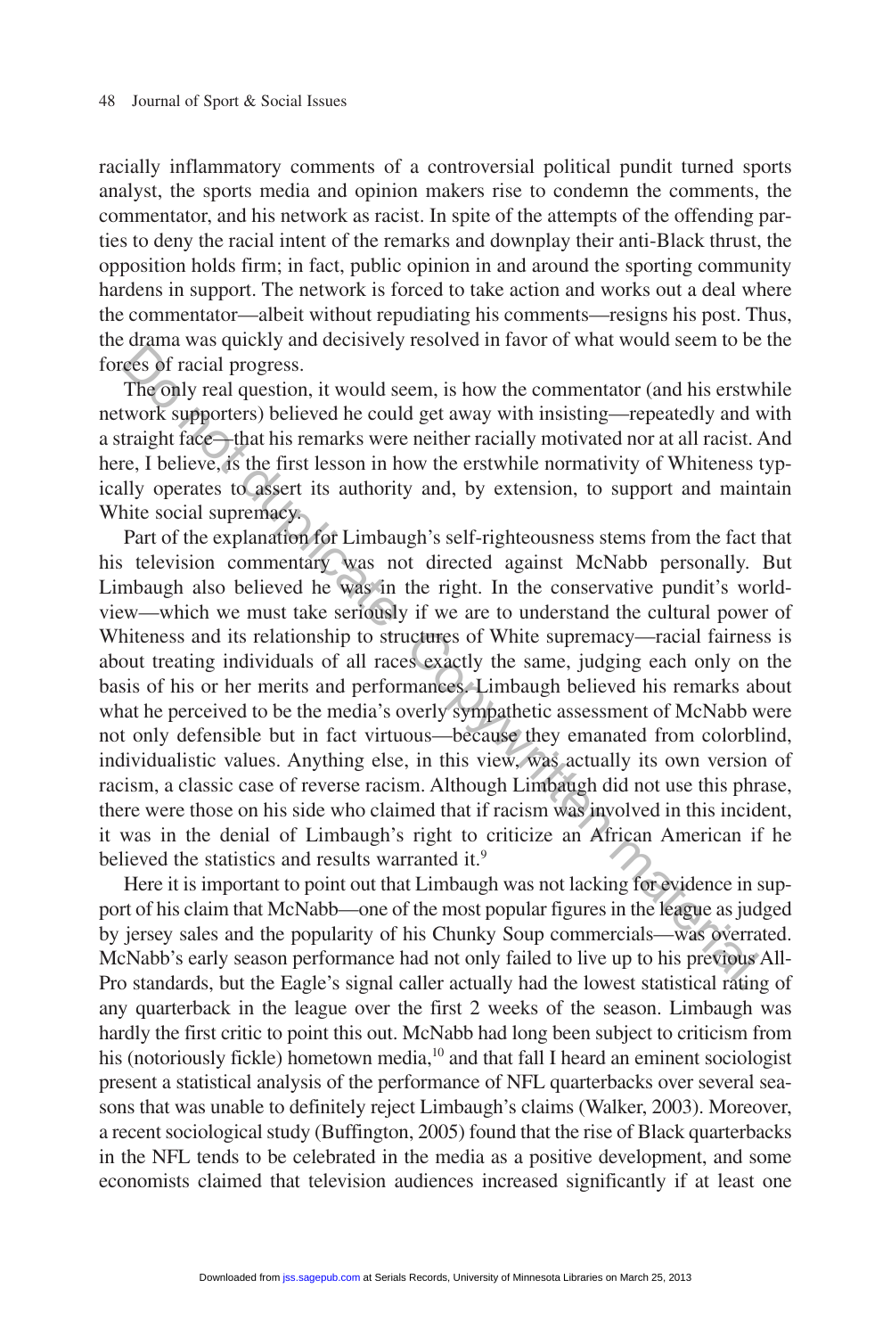racially inflammatory comments of a controversial political pundit turned sports analyst, the sports media and opinion makers rise to condemn the comments, the commentator, and his network as racist. In spite of the attempts of the offending parties to deny the racial intent of the remarks and downplay their anti-Black thrust, the opposition holds firm; in fact, public opinion in and around the sporting community hardens in support. The network is forced to take action and works out a deal where the commentator—albeit without repudiating his comments—resigns his post. Thus, the drama was quickly and decisively resolved in favor of what would seem to be the forces of racial progress.

The only real question, it would seem, is how the commentator (and his erstwhile network supporters) believed he could get away with insisting—repeatedly and with a straight face—that his remarks were neither racially motivated nor at all racist. And here, I believe, is the first lesson in how the erstwhile normativity of Whiteness typically operates to assert its authority and, by extension, to support and maintain White social supremacy.

Part of the explanation for Limbaugh's self-righteousness stems from the fact that his television commentary was not directed against McNabb personally. But Limbaugh also believed he was in the right. In the conservative pundit's worldview—which we must take seriously if we are to understand the cultural power of Whiteness and its relationship to structures of White supremacy—racial fairness is about treating individuals of all races exactly the same, judging each only on the basis of his or her merits and performances. Limbaugh believed his remarks about what he perceived to be the media's overly sympathetic assessment of McNabb were not only defensible but in fact virtuous—because they emanated from colorblind, individualistic values. Anything else, in this view, was actually its own version of racism, a classic case of reverse racism. Although Limbaugh did not use this phrase, there were those on his side who claimed that if racism was involved in this incident, it was in the denial of Limbaugh's right to criticize an African American if he believed the statistics and results warranted it.[9]

Here it is important to point out that Limbaugh was not lacking for evidence in support of his claim that McNabb—one of the most popular figures in the league as judged by jersey sales and the popularity of his Chunky Soup commercials—was overrated. McNabb's early season performance had not only failed to live up to his previous All-Pro standards, but the Eagle's signal caller actually had the lowest statistical rating of any quarterback in the league over the first 2 weeks of the season. Limbaugh was hardly the first critic to point this out. McNabb had long been subject to criticism from his (notoriously fickle) hometown media,[10] and that fall I heard an eminent sociologist present a statistical analysis of the performance of NFL quarterbacks over several seasons that was unable to definitely reject Limbaugh's claims (Walker, 2003). Moreover, a recent sociological study (Buffington, 2005) found that the rise of Black quarterbacks in the NFL tends to be celebrated in the media as a positive development, and some economists claimed that television audiences increased significantly if at least one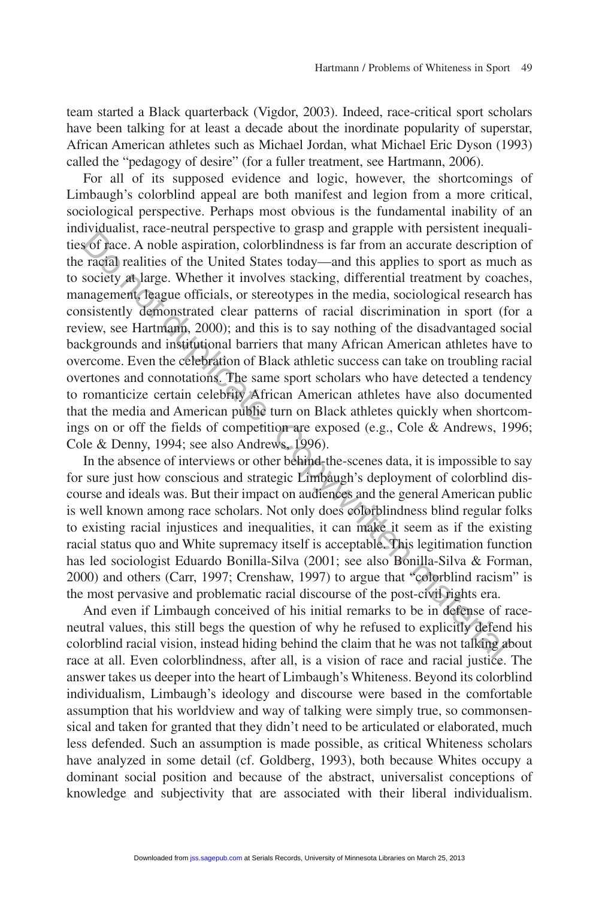team started a Black quarterback (Vigdor, 2003). Indeed, race-critical sport scholars have been talking for at least a decade about the inordinate popularity of superstar, African American athletes such as Michael Jordan, what Michael Eric Dyson (1993) called the "pedagogy of desire" (for a fuller treatment, see Hartmann, 2006).

For all of its supposed evidence and logic, however, the shortcomings of Limbaugh's colorblind appeal are both manifest and legion from a more critical, sociological perspective. Perhaps most obvious is the fundamental inability of an individualist, race-neutral perspective to grasp and grapple with persistent inequalities of race. A noble aspiration, colorblindness is far from an accurate description of the racial realities of the United States today—and this applies to sport as much as to society at large. Whether it involves stacking, differential treatment by coaches, management, league officials, or stereotypes in the media, sociological research has consistently demonstrated clear patterns of racial discrimination in sport (for a review, see Hartmann, 2000); and this is to say nothing of the disadvantaged social backgrounds and institutional barriers that many African American athletes have to overcome. Even the celebration of Black athletic success can take on troubling racial overtones and connotations. The same sport scholars who have detected a tendency to romanticize certain celebrity African American athletes have also documented that the media and American public turn on Black athletes quickly when shortcomings on or off the fields of competition are exposed (e.g., Cole & Andrews, 1996; Cole & Denny, 1994; see also Andrews, 1996).

In the absence of interviews or other behind-the-scenes data, it is impossible to say for sure just how conscious and strategic Limbaugh's deployment of colorblind discourse and ideals was. But their impact on audiences and the general American public is well known among race scholars. Not only does colorblindness blind regular folks to existing racial injustices and inequalities, it can make it seem as if the existing racial status quo and White supremacy itself is acceptable. This legitimation function has led sociologist Eduardo Bonilla-Silva (2001; see also Bonilla-Silva & Forman, 2000) and others (Carr, 1997; Crenshaw, 1997) to argue that "colorblind racism" is the most pervasive and problematic racial discourse of the post-civil rights era.

And even if Limbaugh conceived of his initial remarks to be in defense of race-neutral values, this still begs the question of why he refused to explicitly defend his colorblind racial vision, instead hiding behind the claim that he was not talking about race at all. Even colorblindness, after all, is a vision of race and racial justice. The answer takes us deeper into the heart of Limbaugh's Whiteness. Beyond its colorblind individualism, Limbaugh's ideology and discourse were based in the comfortable assumption that his worldview and way of talking were simply true, so commonsensical and taken for granted that they didn't need to be articulated or elaborated, much less defended. Such an assumption is made possible, as critical Whiteness scholars have analyzed in some detail (cf. Goldberg, 1993), both because Whites occupy a dominant social position and because of the abstract, universalist conceptions of knowledge and subjectivity that are associated with their liberal individualism.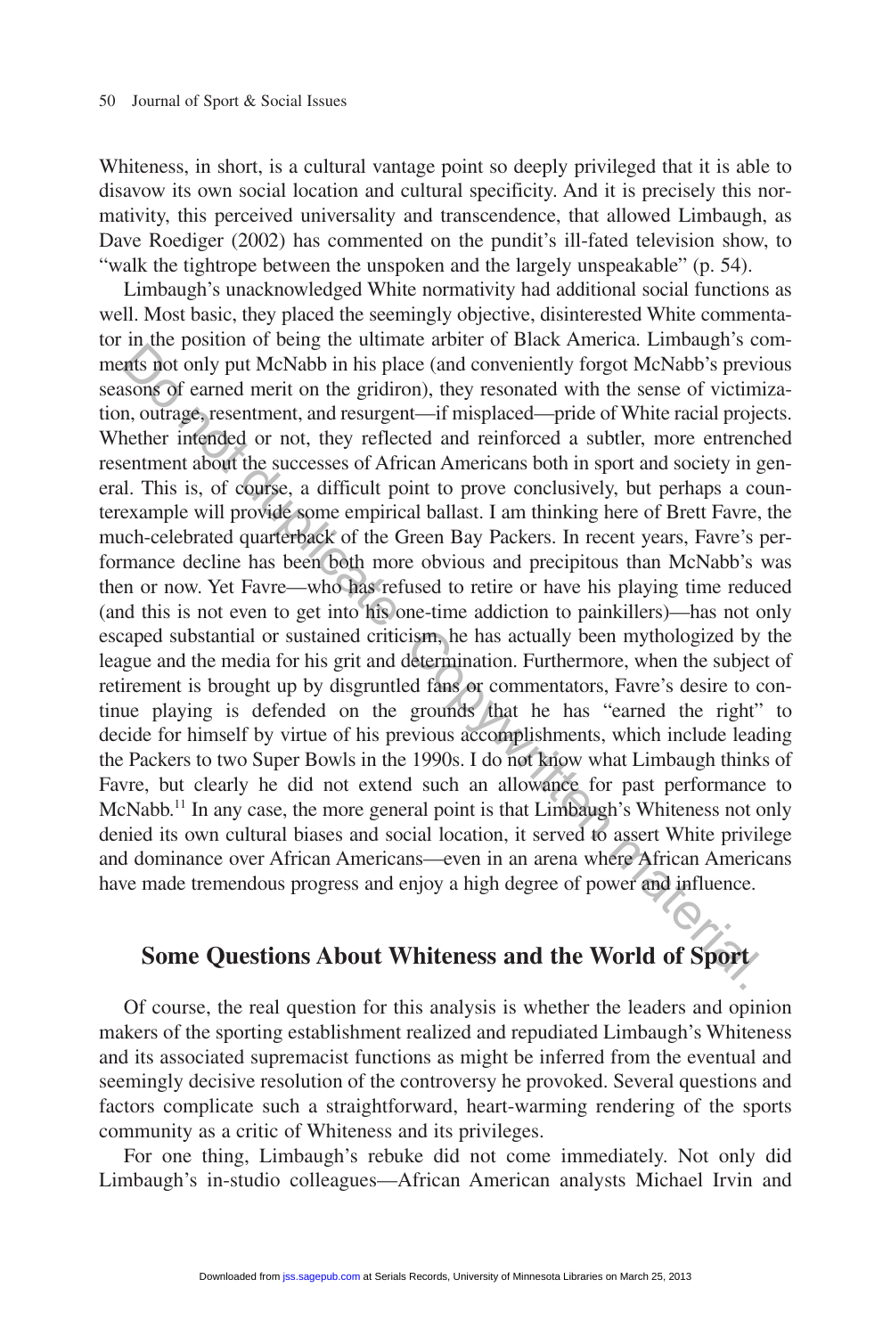Whiteness, in short, is a cultural vantage point so deeply privileged that it is able to disavow its own social location and cultural specificity. And it is precisely this normativity, this perceived universality and transcendence, that allowed Limbaugh, as Dave Roediger (2002) has commented on the pundit's ill-fated television show, to "walk the tightrope between the unspoken and the largely unspeakable" (p. 54).

Limbaugh's unacknowledged White normativity had additional social functions as well. Most basic, they placed the seemingly objective, disinterested White commentator in the position of being the ultimate arbiter of Black America. Limbaugh's comments not only put McNabb in his place (and conveniently forgot McNabb's previous seasons of earned merit on the gridiron), they resonated with the sense of victimization, outrage, resentment, and resurgent—if misplaced—pride of White racial projects. Whether intended or not, they reflected and reinforced a subtler, more entrenched resentment about the successes of African Americans both in sport and society in general. This is, of course, a difficult point to prove conclusively, but perhaps a counterexample will provide some empirical ballast. I am thinking here of Brett Favre, the much-celebrated quarterback of the Green Bay Packers. In recent years, Favre's performance decline has been both more obvious and precipitous than McNabb's was then or now. Yet Favre—who has refused to retire or have his playing time reduced (and this is not even to get into his one-time addiction to painkillers)—has not only escaped substantial or sustained criticism, he has actually been mythologized by the league and the media for his grit and determination. Furthermore, when the subject of retirement is brought up by disgruntled fans or commentators, Favre's desire to continue playing is defended on the grounds that he has "earned the right" to decide for himself by virtue of his previous accomplishments, which include leading the Packers to two Super Bowls in the 1990s. I do not know what Limbaugh thinks of Favre, but clearly he did not extend such an allowance for past performance to McNabb.[11] In any case, the more general point is that Limbaugh's Whiteness not only denied its own cultural biases and social location, it served to assert White privilege and dominance over African Americans—even in an arena where African Americans have made tremendous progress and enjoy a high degree of power and influence.

## Some Questions About Whiteness and the World of Sport

Of course, the real question for this analysis is whether the leaders and opinion makers of the sporting establishment realized and repudiated Limbaugh's Whiteness and its associated supremacist functions as might be inferred from the eventual and seemingly decisive resolution of the controversy he provoked. Several questions and factors complicate such a straightforward, heart-warming rendering of the sports community as a critic of Whiteness and its privileges.

For one thing, Limbaugh's rebuke did not come immediately. Not only did Limbaugh's in-studio colleagues—African American analysts Michael Irvin and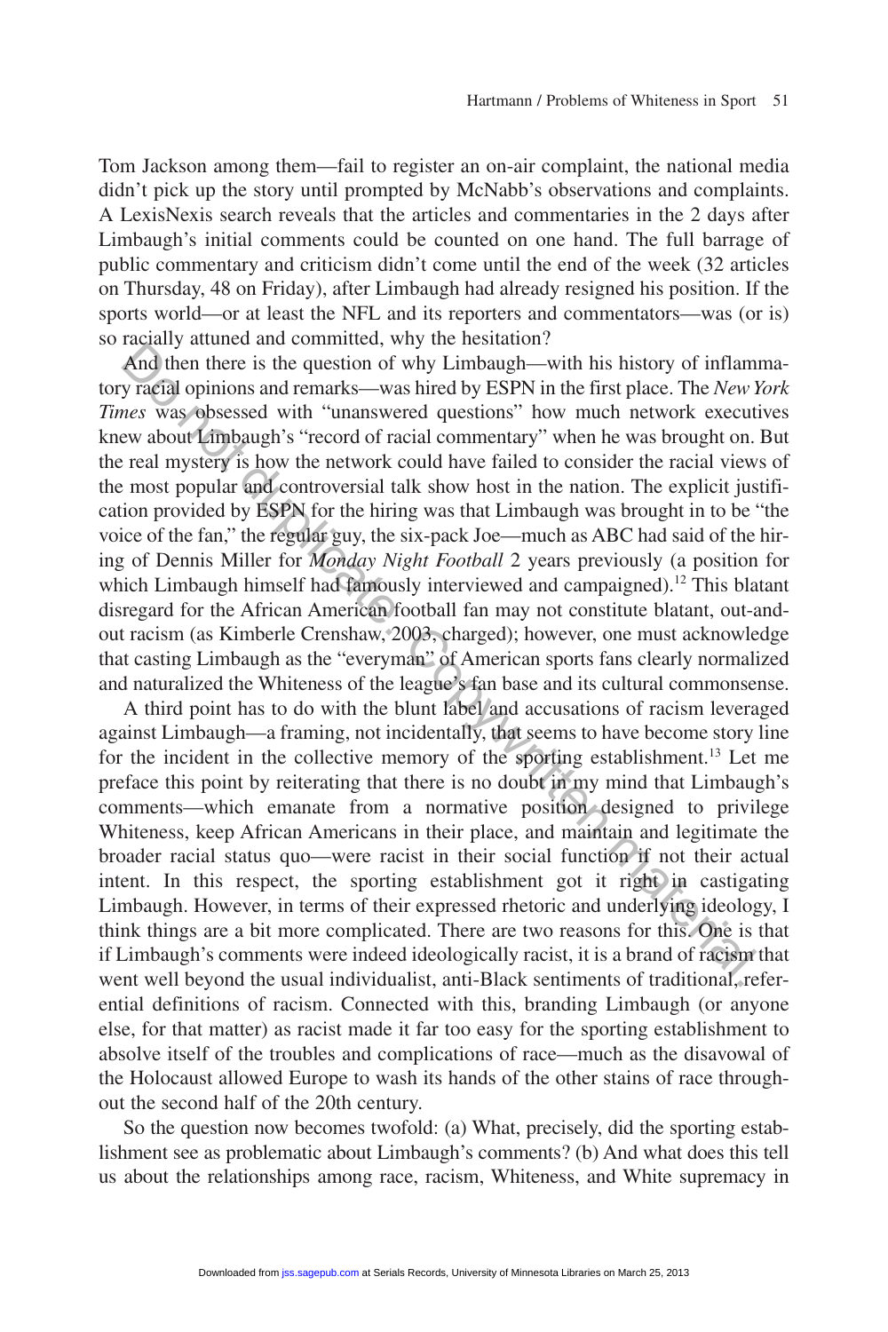Tom Jackson among them—fail to register an on-air complaint, the national media didn't pick up the story until prompted by McNabb's observations and complaints. A LexisNexis search reveals that the articles and commentaries in the 2 days after Limbaugh's initial comments could be counted on one hand. The full barrage of public commentary and criticism didn't come until the end of the week (32 articles on Thursday, 48 on Friday), after Limbaugh had already resigned his position. If the sports world—or at least the NFL and its reporters and commentators—was (or is) so racially attuned and committed, why the hesitation?

And then there is the question of why Limbaugh—with his history of inflammatory racial opinions and remarks—was hired by ESPN in the first place. The *New York Times* was obsessed with "unanswered questions" how much network executives knew about Limbaugh's "record of racial commentary" when he was brought on. But the real mystery is how the network could have failed to consider the racial views of the most popular and controversial talk show host in the nation. The explicit justification provided by ESPN for the hiring was that Limbaugh was brought in to be "the voice of the fan," the regular guy, the six-pack Joe—much as ABC had said of the hiring of Dennis Miller for *Monday Night Football* 2 years previously (a position for which Limbaugh himself had famously interviewed and campaigned).[12] This blatant disregard for the African American football fan may not constitute blatant, out-and-out racism (as Kimberle Crenshaw, 2003, charged); however, one must acknowledge that casting Limbaugh as the "everyman" of American sports fans clearly normalized and naturalized the Whiteness of the league's fan base and its cultural commonsense.

A third point has to do with the blunt label and accusations of racism leveraged against Limbaugh—a framing, not incidentally, that seems to have become story line for the incident in the collective memory of the sporting establishment.[13] Let me preface this point by reiterating that there is no doubt in my mind that Limbaugh's comments—which emanate from a normative position designed to privilege Whiteness, keep African Americans in their place, and maintain and legitimate the broader racial status quo—were racist in their social function if not their actual intent. In this respect, the sporting establishment got it right in castigating Limbaugh. However, in terms of their expressed rhetoric and underlying ideology, I think things are a bit more complicated. There are two reasons for this. One is that if Limbaugh's comments were indeed ideologically racist, it is a brand of racism that went well beyond the usual individualist, anti-Black sentiments of traditional, referential definitions of racism. Connected with this, branding Limbaugh (or anyone else, for that matter) as racist made it far too easy for the sporting establishment to absolve itself of the troubles and complications of race—much as the disavowal of the Holocaust allowed Europe to wash its hands of the other stains of race throughout the second half of the 20th century.

So the question now becomes twofold: (a) What, precisely, did the sporting establishment see as problematic about Limbaugh's comments? (b) And what does this tell us about the relationships among race, racism, Whiteness, and White supremacy in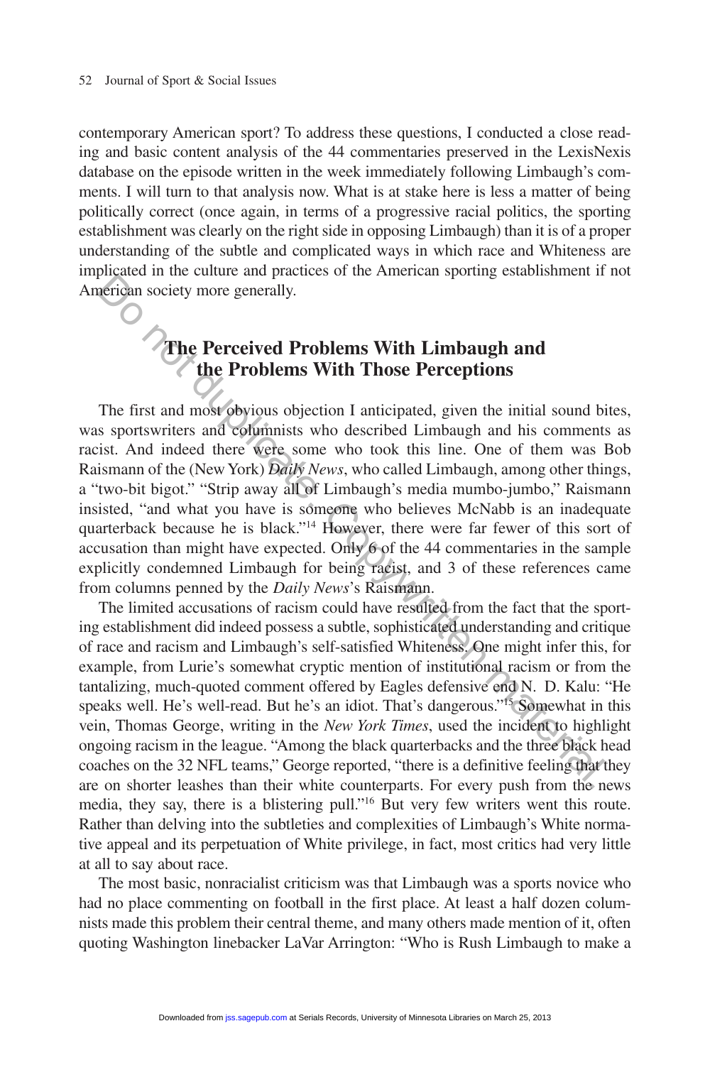contemporary American sport? To address these questions, I conducted a close reading and basic content analysis of the 44 commentaries preserved in the LexisNexis database on the episode written in the week immediately following Limbaugh's comments. I will turn to that analysis now. What is at stake here is less a matter of being politically correct (once again, in terms of a progressive racial politics, the sporting establishment was clearly on the right side in opposing Limbaugh) than it is of a proper understanding of the subtle and complicated ways in which race and Whiteness are implicated in the culture and practices of the American sporting establishment if not American society more generally.

## The Perceived Problems With Limbaugh and the Problems With Those Perceptions

The first and most obvious objection I anticipated, given the initial sound bites, was sportswriters and columnists who described Limbaugh and his comments as racist. And indeed there were some who took this line. One of them was Bob Raismann of the (New York) *Daily News*, who called Limbaugh, among other things, a "two-bit bigot." "Strip away all of Limbaugh's media mumbo-jumbo," Raismann insisted, "and what you have is someone who believes McNabb is an inadequate quarterback because he is black."[14] However, there were far fewer of this sort of accusation than might have expected. Only 6 of the 44 commentaries in the sample explicitly condemned Limbaugh for being racist, and 3 of these references came from columns penned by the *Daily News*'s Raismann.

The limited accusations of racism could have resulted from the fact that the sporting establishment did indeed possess a subtle, sophisticated understanding and critique of race and racism and Limbaugh's self-satisfied Whiteness. One might infer this, for example, from Lurie's somewhat cryptic mention of institutional racism or from the tantalizing, much-quoted comment offered by Eagles defensive end N. D. Kalu: "He speaks well. He's well-read. But he's an idiot. That's dangerous."[15] Somewhat in this vein, Thomas George, writing in the *New York Times*, used the incident to highlight ongoing racism in the league. "Among the black quarterbacks and the three black head coaches on the 32 NFL teams," George reported, "there is a definitive feeling that they are on shorter leashes than their white counterparts. For every push from the news media, they say, there is a blistering pull."[16] But very few writers went this route. Rather than delving into the subtleties and complexities of Limbaugh's White normative appeal and its perpetuation of White privilege, in fact, most critics had very little at all to say about race.

The most basic, nonracialist criticism was that Limbaugh was a sports novice who had no place commenting on football in the first place. At least a half dozen columnists made this problem their central theme, and many others made mention of it, often quoting Washington linebacker LaVar Arrington: "Who is Rush Limbaugh to make a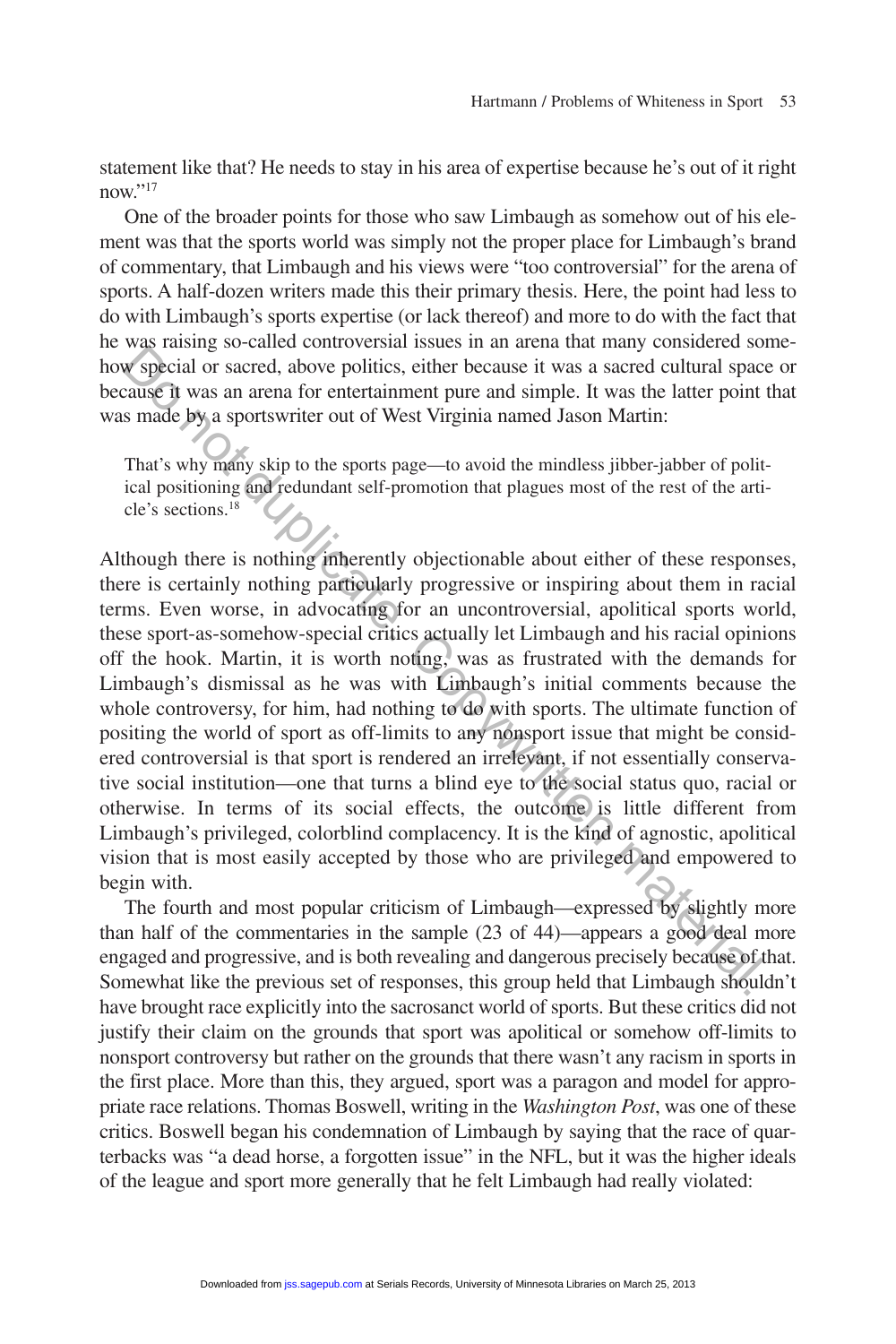statement like that? He needs to stay in his area of expertise because he's out of it right now."[17]

One of the broader points for those who saw Limbaugh as somehow out of his element was that the sports world was simply not the proper place for Limbaugh's brand of commentary, that Limbaugh and his views were "too controversial" for the arena of sports. A half-dozen writers made this their primary thesis. Here, the point had less to do with Limbaugh's sports expertise (or lack thereof) and more to do with the fact that he was raising so-called controversial issues in an arena that many considered somehow special or sacred, above politics, either because it was a sacred cultural space or because it was an arena for entertainment pure and simple. It was the latter point that was made by a sportswriter out of West Virginia named Jason Martin:

> That's why many skip to the sports page—to avoid the mindless jibber-jabber of political positioning and redundant self-promotion that plagues most of the rest of the article's sections.[18]

Although there is nothing inherently objectionable about either of these responses, there is certainly nothing particularly progressive or inspiring about them in racial terms. Even worse, in advocating for an uncontroversial, apolitical sports world, these sport-as-somehow-special critics actually let Limbaugh and his racial opinions off the hook. Martin, it is worth noting, was as frustrated with the demands for Limbaugh's dismissal as he was with Limbaugh's initial comments because the whole controversy, for him, had nothing to do with sports. The ultimate function of positing the world of sport as off-limits to any nonsport issue that might be considered controversial is that sport is rendered an irrelevant, if not essentially conservative social institution—one that turns a blind eye to the social status quo, racial or otherwise. In terms of its social effects, the outcome is little different from Limbaugh's privileged, colorblind complacency. It is the kind of agnostic, apolitical vision that is most easily accepted by those who are privileged and empowered to begin with.

The fourth and most popular criticism of Limbaugh—expressed by slightly more than half of the commentaries in the sample (23 of 44)—appears a good deal more engaged and progressive, and is both revealing and dangerous precisely because of that. Somewhat like the previous set of responses, this group held that Limbaugh shouldn't have brought race explicitly into the sacrosanct world of sports. But these critics did not justify their claim on the grounds that sport was apolitical or somehow off-limits to nonsport controversy but rather on the grounds that there wasn't any racism in sports in the first place. More than this, they argued, sport was a paragon and model for appropriate race relations. Thomas Boswell, writing in the *Washington Post*, was one of these critics. Boswell began his condemnation of Limbaugh by saying that the race of quarterbacks was "a dead horse, a forgotten issue" in the NFL, but it was the higher ideals of the league and sport more generally that he felt Limbaugh had really violated: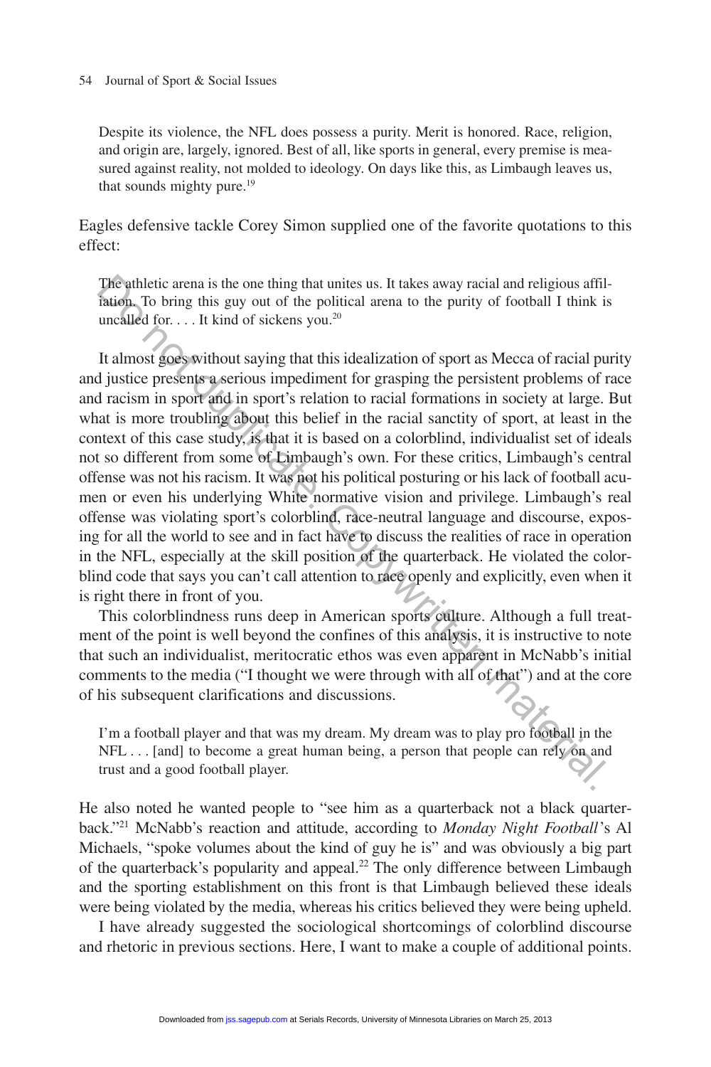> Despite its violence, the NFL does possess a purity. Merit is honored. Race, religion, and origin are, largely, ignored. Best of all, like sports in general, every premise is measured against reality, not molded to ideology. On days like this, as Limbaugh leaves us, that sounds mighty pure.[19]

Eagles defensive tackle Corey Simon supplied one of the favorite quotations to this effect:

> The athletic arena is the one thing that unites us. It takes away racial and religious affiliation. To bring this guy out of the political arena to the purity of football I think is uncalled for. . . . It kind of sickens you.[20]

It almost goes without saying that this idealization of sport as Mecca of racial purity and justice presents a serious impediment for grasping the persistent problems of race and racism in sport and in sport's relation to racial formations in society at large. But what is more troubling about this belief in the racial sanctity of sport, at least in the context of this case study, is that it is based on a colorblind, individualist set of ideals not so different from some of Limbaugh's own. For these critics, Limbaugh's central offense was not his racism. It was not his political posturing or his lack of football acumen or even his underlying White normative vision and privilege. Limbaugh's real offense was violating sport's colorblind, race-neutral language and discourse, exposing for all the world to see and in fact have to discuss the realities of race in operation in the NFL, especially at the skill position of the quarterback. He violated the colorblind code that says you can't call attention to race openly and explicitly, even when it is right there in front of you.

This colorblindness runs deep in American sports culture. Although a full treatment of the point is well beyond the confines of this analysis, it is instructive to note that such an individualist, meritocratic ethos was even apparent in McNabb's initial comments to the media ("I thought we were through with all of that") and at the core of his subsequent clarifications and discussions.

> I'm a football player and that was my dream. My dream was to play pro football in the NFL . . . [and] to become a great human being, a person that people can rely on and trust and a good football player.

He also noted he wanted people to "see him as a quarterback not a black quarterback."[21] McNabb's reaction and attitude, according to *Monday Night Football*'s Al Michaels, "spoke volumes about the kind of guy he is" and was obviously a big part of the quarterback's popularity and appeal.[22] The only difference between Limbaugh and the sporting establishment on this front is that Limbaugh believed these ideals were being violated by the media, whereas his critics believed they were being upheld.

I have already suggested the sociological shortcomings of colorblind discourse and rhetoric in previous sections. Here, I want to make a couple of additional points.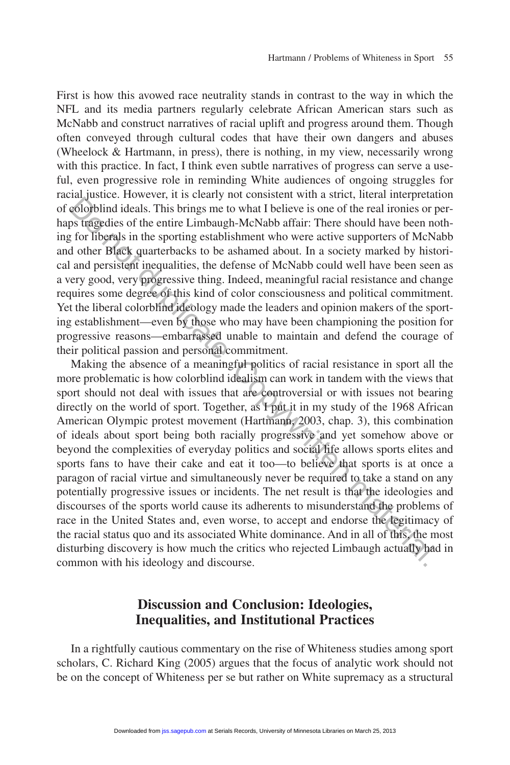First is how this avowed race neutrality stands in contrast to the way in which the NFL and its media partners regularly celebrate African American stars such as McNabb and construct narratives of racial uplift and progress around them. Though often conveyed through cultural codes that have their own dangers and abuses (Wheelock & Hartmann, in press), there is nothing, in my view, necessarily wrong with this practice. In fact, I think even subtle narratives of progress can serve a useful, even progressive role in reminding White audiences of ongoing struggles for racial justice. However, it is clearly not consistent with a strict, literal interpretation of colorblind ideals. This brings me to what I believe is one of the real ironies or perhaps tragedies of the entire Limbaugh-McNabb affair: There should have been nothing for liberals in the sporting establishment who were active supporters of McNabb and other Black quarterbacks to be ashamed about. In a society marked by historical and persistent inequalities, the defense of McNabb could well have been seen as a very good, very progressive thing. Indeed, meaningful racial resistance and change requires some degree of this kind of color consciousness and political commitment. Yet the liberal colorblind ideology made the leaders and opinion makers of the sporting establishment—even by those who may have been championing the position for progressive reasons—embarrassed unable to maintain and defend the courage of their political passion and personal commitment.

Making the absence of a meaningful politics of racial resistance in sport all the more problematic is how colorblind idealism can work in tandem with the views that sport should not deal with issues that are controversial or with issues not bearing directly on the world of sport. Together, as I put it in my study of the 1968 African American Olympic protest movement (Hartmann, 2003, chap. 3), this combination of ideals about sport being both racially progressive and yet somehow above or beyond the complexities of everyday politics and social life allows sports elites and sports fans to have their cake and eat it too—to believe that sports is at once a paragon of racial virtue and simultaneously never be required to take a stand on any potentially progressive issues or incidents. The net result is that the ideologies and discourses of the sports world cause its adherents to misunderstand the problems of race in the United States and, even worse, to accept and endorse the legitimacy of the racial status quo and its associated White dominance. And in all of this, the most disturbing discovery is how much the critics who rejected Limbaugh actually had in common with his ideology and discourse.

## Discussion and Conclusion: Ideologies, Inequalities, and Institutional Practices

In a rightfully cautious commentary on the rise of Whiteness studies among sport scholars, C. Richard King (2005) argues that the focus of analytic work should not be on the concept of Whiteness per se but rather on White supremacy as a structural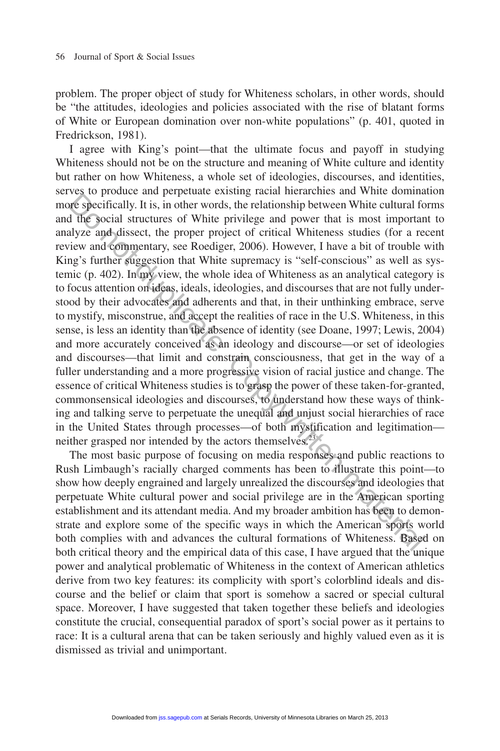problem. The proper object of study for Whiteness scholars, in other words, should be "the attitudes, ideologies and policies associated with the rise of blatant forms of White or European domination over non-white populations" (p. 401, quoted in Fredrickson, 1981).

I agree with King's point—that the ultimate focus and payoff in studying Whiteness should not be on the structure and meaning of White culture and identity but rather on how Whiteness, a whole set of ideologies, discourses, and identities, serves to produce and perpetuate existing racial hierarchies and White domination more specifically. It is, in other words, the relationship between White cultural forms and the social structures of White privilege and power that is most important to analyze and dissect, the proper project of critical Whiteness studies (for a recent review and commentary, see Roediger, 2006). However, I have a bit of trouble with King's further suggestion that White supremacy is "self-conscious" as well as systemic (p. 402). In my view, the whole idea of Whiteness as an analytical category is to focus attention on ideas, ideals, ideologies, and discourses that are not fully understood by their advocates and adherents and that, in their unthinking embrace, serve to mystify, misconstrue, and accept the realities of race in the U.S. Whiteness, in this sense, is less an identity than the absence of identity (see Doane, 1997; Lewis, 2004) and more accurately conceived as an ideology and discourse—or set of ideologies and discourses—that limit and constrain consciousness, that get in the way of a fuller understanding and a more progressive vision of racial justice and change. The essence of critical Whiteness studies is to grasp the power of these taken-for-granted, commonsensical ideologies and discourses, to understand how these ways of thinking and talking serve to perpetuate the unequal and unjust social hierarchies of race in the United States through processes—of both mystification and legitimation—neither grasped nor intended by the actors themselves.[23]

The most basic purpose of focusing on media responses and public reactions to Rush Limbaugh's racially charged comments has been to illustrate this point—to show how deeply engrained and largely unrealized the discourses and ideologies that perpetuate White cultural power and social privilege are in the American sporting establishment and its attendant media. And my broader ambition has been to demonstrate and explore some of the specific ways in which the American sports world both complies with and advances the cultural formations of Whiteness. Based on both critical theory and the empirical data of this case, I have argued that the unique power and analytical problematic of Whiteness in the context of American athletics derive from two key features: its complicity with sport's colorblind ideals and discourse and the belief or claim that sport is somehow a sacred or special cultural space. Moreover, I have suggested that taken together these beliefs and ideologies constitute the crucial, consequential paradox of sport's social power as it pertains to race: It is a cultural arena that can be taken seriously and highly valued even as it is dismissed as trivial and unimportant.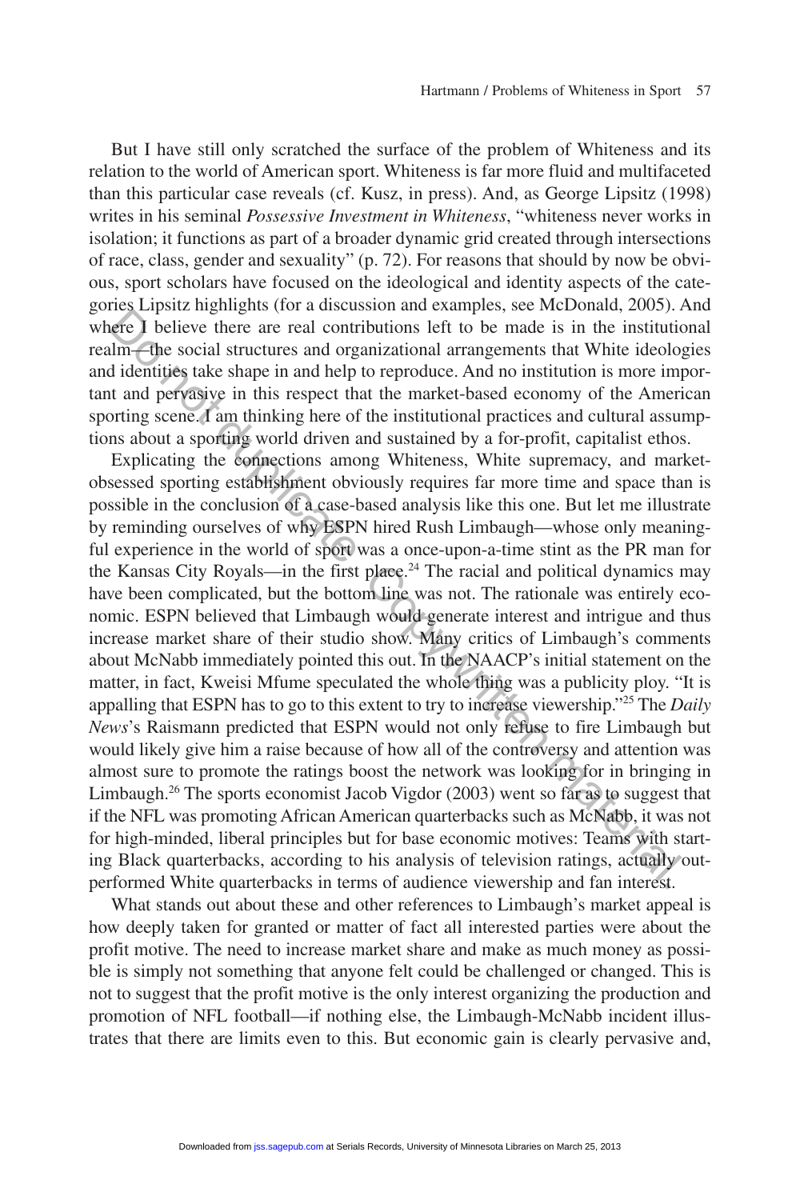But I have still only scratched the surface of the problem of Whiteness and its relation to the world of American sport. Whiteness is far more fluid and multifaceted than this particular case reveals (cf. Kusz, in press). And, as George Lipsitz (1998) writes in his seminal *Possessive Investment in Whiteness*, "whiteness never works in isolation; it functions as part of a broader dynamic grid created through intersections of race, class, gender and sexuality" (p. 72). For reasons that should by now be obvious, sport scholars have focused on the ideological and identity aspects of the categories Lipsitz highlights (for a discussion and examples, see McDonald, 2005). And where I believe there are real contributions left to be made is in the institutional realm—the social structures and organizational arrangements that White ideologies and identities take shape in and help to reproduce. And no institution is more important and pervasive in this respect that the market-based economy of the American sporting scene. I am thinking here of the institutional practices and cultural assumptions about a sporting world driven and sustained by a for-profit, capitalist ethos.

Explicating the connections among Whiteness, White supremacy, and market-obsessed sporting establishment obviously requires far more time and space than is possible in the conclusion of a case-based analysis like this one. But let me illustrate by reminding ourselves of why ESPN hired Rush Limbaugh—whose only meaningful experience in the world of sport was a once-upon-a-time stint as the PR man for the Kansas City Royals—in the first place.[24] The racial and political dynamics may have been complicated, but the bottom line was not. The rationale was entirely economic. ESPN believed that Limbaugh would generate interest and intrigue and thus increase market share of their studio show. Many critics of Limbaugh's comments about McNabb immediately pointed this out. In the NAACP's initial statement on the matter, in fact, Kweisi Mfume speculated the whole thing was a publicity ploy. "It is appalling that ESPN has to go to this extent to try to increase viewership."[25] The *Daily News*'s Raismann predicted that ESPN would not only refuse to fire Limbaugh but would likely give him a raise because of how all of the controversy and attention was almost sure to promote the ratings boost the network was looking for in bringing in Limbaugh.[26] The sports economist Jacob Vigdor (2003) went so far as to suggest that if the NFL was promoting African American quarterbacks such as McNabb, it was not for high-minded, liberal principles but for base economic motives: Teams with starting Black quarterbacks, according to his analysis of television ratings, actually outperformed White quarterbacks in terms of audience viewership and fan interest.

What stands out about these and other references to Limbaugh's market appeal is how deeply taken for granted or matter of fact all interested parties were about the profit motive. The need to increase market share and make as much money as possible is simply not something that anyone felt could be challenged or changed. This is not to suggest that the profit motive is the only interest organizing the production and promotion of NFL football—if nothing else, the Limbaugh-McNabb incident illustrates that there are limits even to this. But economic gain is clearly pervasive and,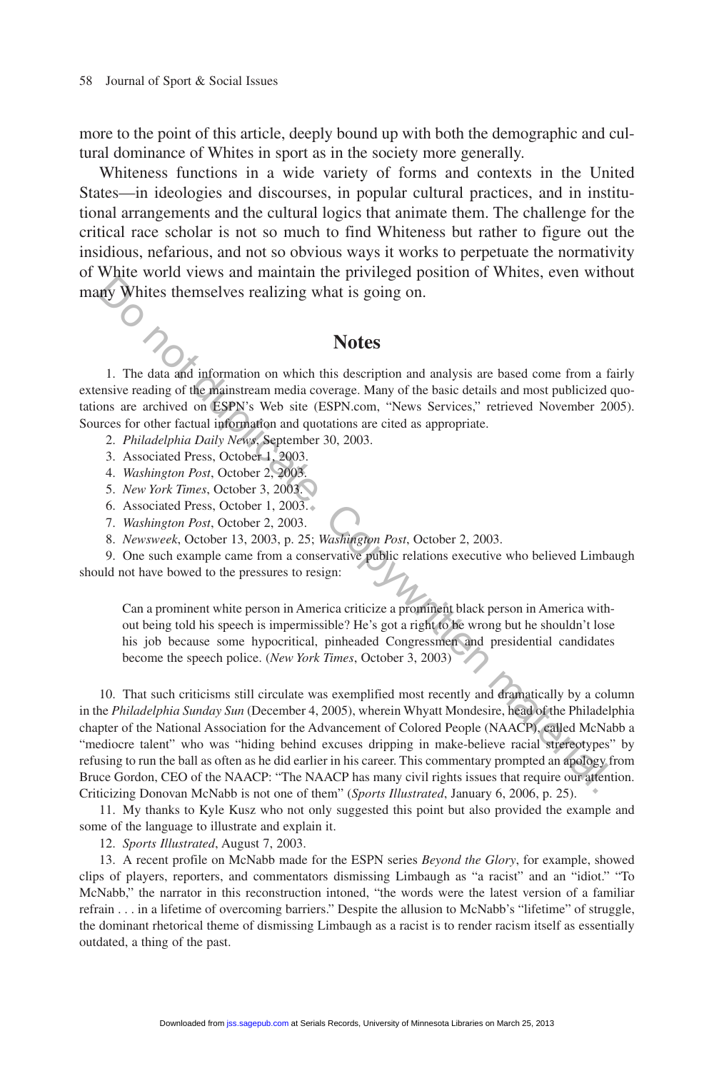more to the point of this article, deeply bound up with both the demographic and cultural dominance of Whites in sport as in the society more generally.

Whiteness functions in a wide variety of forms and contexts in the United States—in ideologies and discourses, in popular cultural practices, and in institutional arrangements and the cultural logics that animate them. The challenge for the critical race scholar is not so much to find Whiteness but rather to figure out the insidious, nefarious, and not so obvious ways it works to perpetuate the normativity of White world views and maintain the privileged position of Whites, even without many Whites themselves realizing what is going on.

## Notes

1. The data and information on which this description and analysis are based come from a fairly extensive reading of the mainstream media coverage. Many of the basic details and most publicized quotations are archived on ESPN's Web site (ESPN.com, "News Services," retrieved November 2005). Sources for other factual information and quotations are cited as appropriate.
2. *Philadelphia Daily News*, September 30, 2003.
3. Associated Press, October 1, 2003.
4. *Washington Post*, October 2, 2003.
5. *New York Times*, October 3, 2003.
6. Associated Press, October 1, 2003.
7. *Washington Post*, October 2, 2003.
8. *Newsweek*, October 13, 2003, p. 25; *Washington Post*, October 2, 2003.
9. One such example came from a conservative public relations executive who believed Limbaugh should not have bowed to the pressures to resign:

> Can a prominent white person in America criticize a prominent black person in America without being told his speech is impermissible? He's got a right to be wrong but he shouldn't lose his job because some hypocritical, pinheaded Congressmen and presidential candidates become the speech police. (*New York Times*, October 3, 2003)

10. That such criticisms still circulate was exemplified most recently and dramatically by a column in the *Philadelphia Sunday Sun* (December 4, 2005), wherein Whyatt Mondesire, head of the Philadelphia chapter of the National Association for the Advancement of Colored People (NAACP), called McNabb a "mediocre talent" who was "hiding behind excuses dripping in make-believe racial stereotypes" by refusing to run the ball as often as he did earlier in his career. This commentary prompted an apology from Bruce Gordon, CEO of the NAACP: "The NAACP has many civil rights issues that require our attention. Criticizing Donovan McNabb is not one of them" (*Sports Illustrated*, January 6, 2006, p. 25).
11. My thanks to Kyle Kusz who not only suggested this point but also provided the example and some of the language to illustrate and explain it.
12. *Sports Illustrated*, August 7, 2003.
13. A recent profile on McNabb made for the ESPN series *Beyond the Glory*, for example, showed clips of players, reporters, and commentators dismissing Limbaugh as "a racist" and an "idiot." "To McNabb," the narrator in this reconstruction intoned, "the words were the latest version of a familiar refrain . . . in a lifetime of overcoming barriers." Despite the allusion to McNabb's "lifetime" of struggle, the dominant rhetorical theme of dismissing Limbaugh as a racist is to render racism itself as essentially outdated, a thing of the past.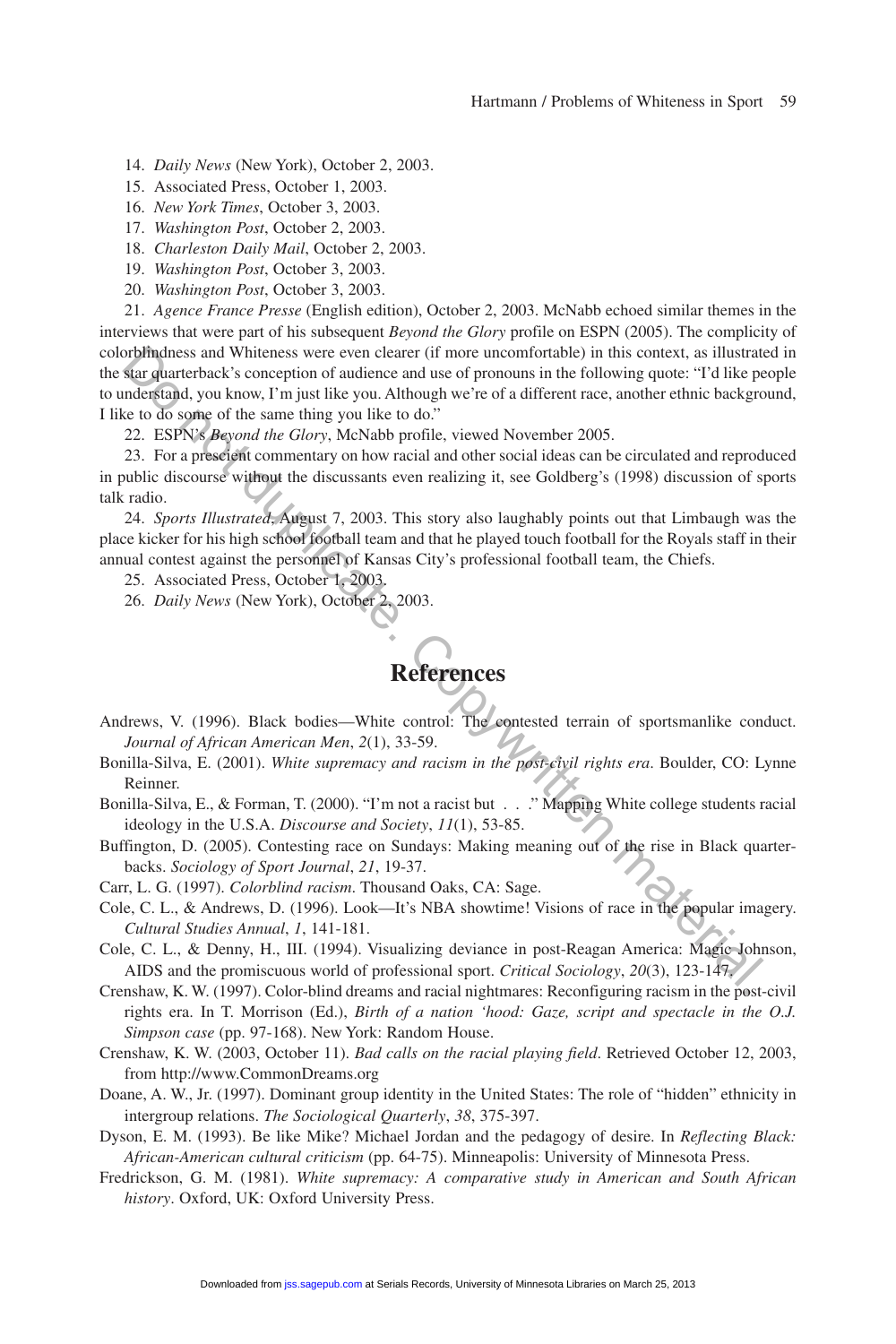14. *Daily News* (New York), October 2, 2003.
15. Associated Press, October 1, 2003.
16. *New York Times*, October 3, 2003.
17. *Washington Post*, October 2, 2003.
18. *Charleston Daily Mail*, October 2, 2003.
19. *Washington Post*, October 3, 2003.
20. *Washington Post*, October 3, 2003.
21. *Agence France Presse* (English edition), October 2, 2003. McNabb echoed similar themes in the interviews that were part of his subsequent *Beyond the Glory* profile on ESPN (2005). The complicity of colorblindness and Whiteness were even clearer (if more uncomfortable) in this context, as illustrated in the star quarterback's conception of audience and use of pronouns in the following quote: "I'd like people to understand, you know, I'm just like you. Although we're of a different race, another ethnic background, I like to do some of the same thing you like to do."
22. ESPN's *Beyond the Glory*, McNabb profile, viewed November 2005.
23. For a prescient commentary on how racial and other social ideas can be circulated and reproduced in public discourse without the discussants even realizing it, see Goldberg's (1998) discussion of sports talk radio.
24. *Sports Illustrated*, August 7, 2003. This story also laughably points out that Limbaugh was the place kicker for his high school football team and that he played touch football for the Royals staff in their annual contest against the personnel of Kansas City's professional football team, the Chiefs.
25. Associated Press, October 1, 2003.
26. *Daily News* (New York), October 2, 2003.

# References

Andrews, V. (1996). Black bodies—White control: The contested terrain of sportsmanlike conduct. *Journal of African American Men*, *2*(1), 33-59.

Bonilla-Silva, E. (2001). *White supremacy and racism in the post-civil rights era*. Boulder, CO: Lynne Reinner.

Bonilla-Silva, E., & Forman, T. (2000). "I'm not a racist but . . ." Mapping White college students racial ideology in the U.S.A. *Discourse and Society*, *11*(1), 53-85.

Buffington, D. (2005). Contesting race on Sundays: Making meaning out of the rise in Black quarterbacks. *Sociology of Sport Journal*, *21*, 19-37.

Carr, L. G. (1997). *Colorblind racism*. Thousand Oaks, CA: Sage.

Cole, C. L., & Andrews, D. (1996). Look—It's NBA showtime! Visions of race in the popular imagery. *Cultural Studies Annual*, *1*, 141-181.

Cole, C. L., & Denny, H., III. (1994). Visualizing deviance in post-Reagan America: Magic Johnson, AIDS and the promiscuous world of professional sport. *Critical Sociology*, *20*(3), 123-147.

Crenshaw, K. W. (1997). Color-blind dreams and racial nightmares: Reconfiguring racism in the post-civil rights era. In T. Morrison (Ed.), *Birth of a nation 'hood: Gaze, script and spectacle in the O.J. Simpson case* (pp. 97-168). New York: Random House.

Crenshaw, K. W. (2003, October 11). *Bad calls on the racial playing field*. Retrieved October 12, 2003, from http://www.CommonDreams.org

Doane, A. W., Jr. (1997). Dominant group identity in the United States: The role of "hidden" ethnicity in intergroup relations. *The Sociological Quarterly*, *38*, 375-397.

Dyson, E. M. (1993). Be like Mike? Michael Jordan and the pedagogy of desire. In *Reflecting Black: African-American cultural criticism* (pp. 64-75). Minneapolis: University of Minnesota Press.

Fredrickson, G. M. (1981). *White supremacy: A comparative study in American and South African history*. Oxford, UK: Oxford University Press.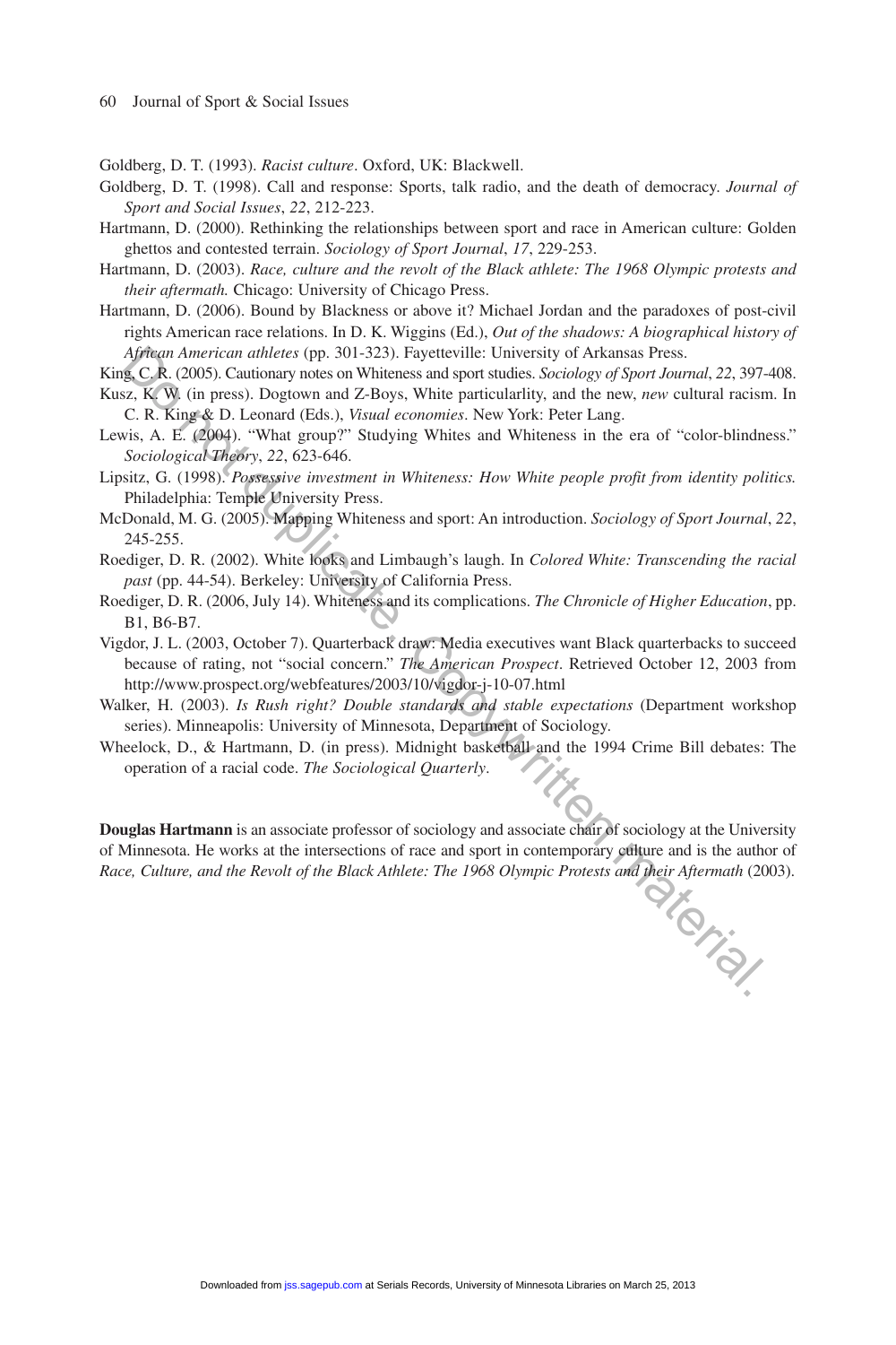Goldberg, D. T. (1993). *Racist culture*. Oxford, UK: Blackwell.

Goldberg, D. T. (1998). Call and response: Sports, talk radio, and the death of democracy. *Journal of Sport and Social Issues*, *22*, 212-223.

Hartmann, D. (2000). Rethinking the relationships between sport and race in American culture: Golden ghettos and contested terrain. *Sociology of Sport Journal*, *17*, 229-253.

Hartmann, D. (2003). *Race, culture and the revolt of the Black athlete: The 1968 Olympic protests and their aftermath.* Chicago: University of Chicago Press.

Hartmann, D. (2006). Bound by Blackness or above it? Michael Jordan and the paradoxes of post-civil rights American race relations. In D. K. Wiggins (Ed.), *Out of the shadows: A biographical history of African American athletes* (pp. 301-323). Fayetteville: University of Arkansas Press.

King, C. R. (2005). Cautionary notes on Whiteness and sport studies. *Sociology of Sport Journal*, *22*, 397-408.

Kusz, K. W. (in press). Dogtown and Z-Boys, White particularity, and the new, *new* cultural racism. In C. R. King & D. Leonard (Eds.), *Visual economies*. New York: Peter Lang.

Lewis, A. E. (2004). "What group?" Studying Whites and Whiteness in the era of "color-blindness." *Sociological Theory*, *22*, 623-646.

Lipsitz, G. (1998). *Possessive investment in Whiteness: How White people profit from identity politics.* Philadelphia: Temple University Press.

McDonald, M. G. (2005). Mapping Whiteness and sport: An introduction. *Sociology of Sport Journal*, *22*, 245-255.

Roediger, D. R. (2002). White looks and Limbaugh's laugh. In *Colored White: Transcending the racial past* (pp. 44-54). Berkeley: University of California Press.

Roediger, D. R. (2006, July 14). Whiteness and its complications. *The Chronicle of Higher Education*, pp. B1, B6-B7.

Vigdor, J. L. (2003, October 7). Quarterback draw: Media executives want Black quarterbacks to succeed because of rating, not "social concern." *The American Prospect*. Retrieved October 12, 2003 from http://www.prospect.org/webfeatures/2003/10/vigdor-j-10-07.html

Walker, H. (2003). *Is Rush right? Double standards and stable expectations* (Department workshop series). Minneapolis: University of Minnesota, Department of Sociology.

Wheelock, D., & Hartmann, D. (in press). Midnight basketball and the 1994 Crime Bill debates: The operation of a racial code. *The Sociological Quarterly*.

**Douglas Hartmann** is an associate professor of sociology and associate chair of sociology at the University of Minnesota. He works at the intersections of race and sport in contemporary culture and is the author of *Race, Culture, and the Revolt of the Black Athlete: The 1968 Olympic Protests and their Aftermath* (2003).